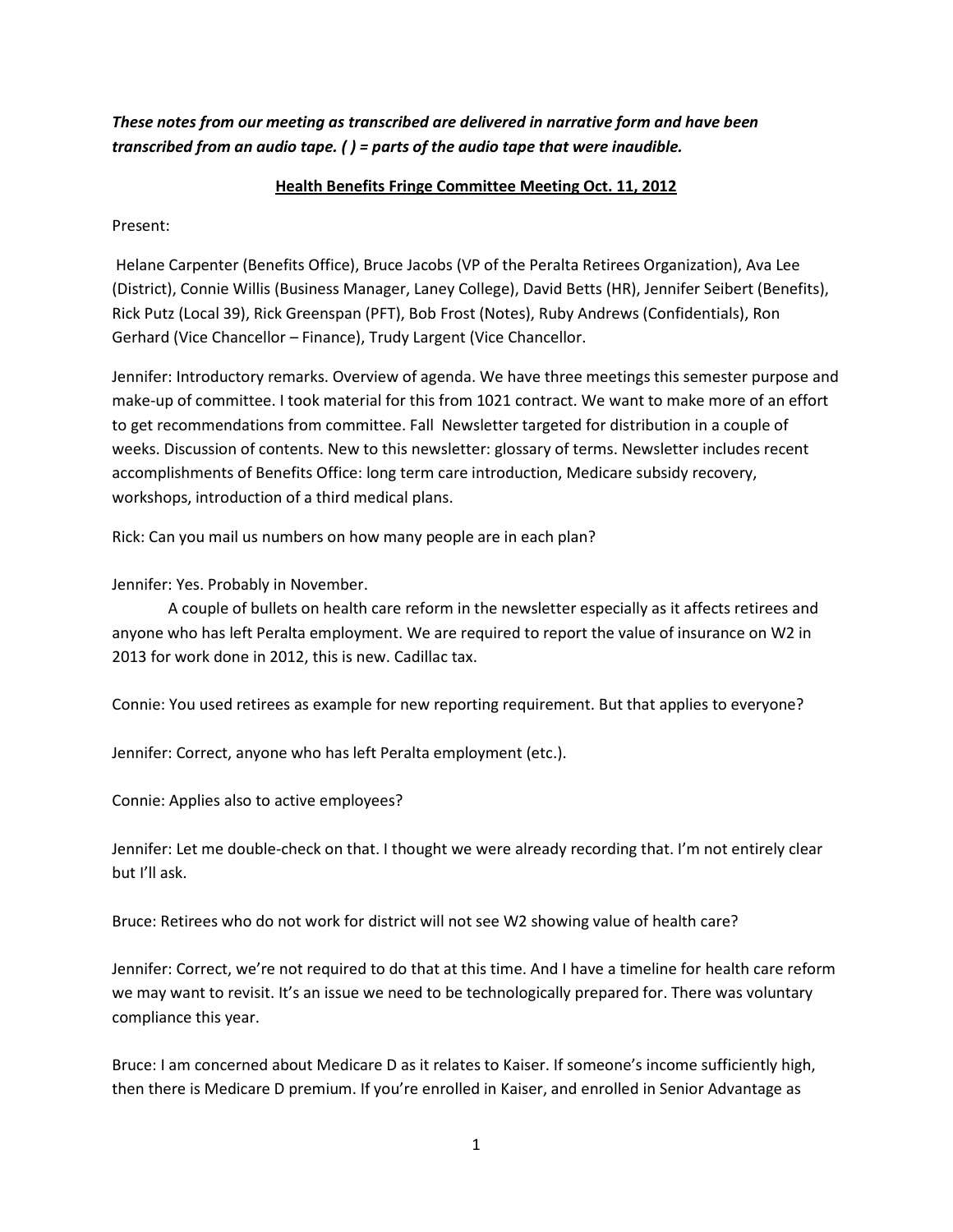***These notes from our meeting as transcribed are delivered in narrative form and have been transcribed from an audio tape. ( ) = parts of the audio tape that were inaudible.***

**Health Benefits Fringe Committee Meeting Oct. 11, 2012**

Present:

Helane Carpenter (Benefits Office), Bruce Jacobs (VP of the Peralta Retirees Organization), Ava Lee (District), Connie Willis (Business Manager, Laney College), David Betts (HR), Jennifer Seibert (Benefits), Rick Putz (Local 39), Rick Greenspan (PFT), Bob Frost (Notes), Ruby Andrews (Confidentials), Ron Gerhard (Vice Chancellor – Finance), Trudy Largent (Vice Chancellor.

Jennifer: Introductory remarks. Overview of agenda. We have three meetings this semester purpose and make-up of committee. I took material for this from 1021 contract. We want to make more of an effort to get recommendations from committee. Fall Newsletter targeted for distribution in a couple of weeks. Discussion of contents. New to this newsletter: glossary of terms. Newsletter includes recent accomplishments of Benefits Office: long term care introduction, Medicare subsidy recovery, workshops, introduction of a third medical plans.

Rick: Can you mail us numbers on how many people are in each plan?

Jennifer: Yes. Probably in November.

A couple of bullets on health care reform in the newsletter especially as it affects retirees and anyone who has left Peralta employment. We are required to report the value of insurance on W2 in 2013 for work done in 2012, this is new. Cadillac tax.

Connie: You used retirees as example for new reporting requirement. But that applies to everyone?

Jennifer: Correct, anyone who has left Peralta employment (etc.).

Connie: Applies also to active employees?

Jennifer: Let me double-check on that. I thought we were already recording that. I'm not entirely clear but I'll ask.

Bruce: Retirees who do not work for district will not see W2 showing value of health care?

Jennifer: Correct, we're not required to do that at this time. And I have a timeline for health care reform we may want to revisit. It's an issue we need to be technologically prepared for. There was voluntary compliance this year.

Bruce: I am concerned about Medicare D as it relates to Kaiser. If someone's income sufficiently high, then there is Medicare D premium. If you're enrolled in Kaiser, and enrolled in Senior Advantage as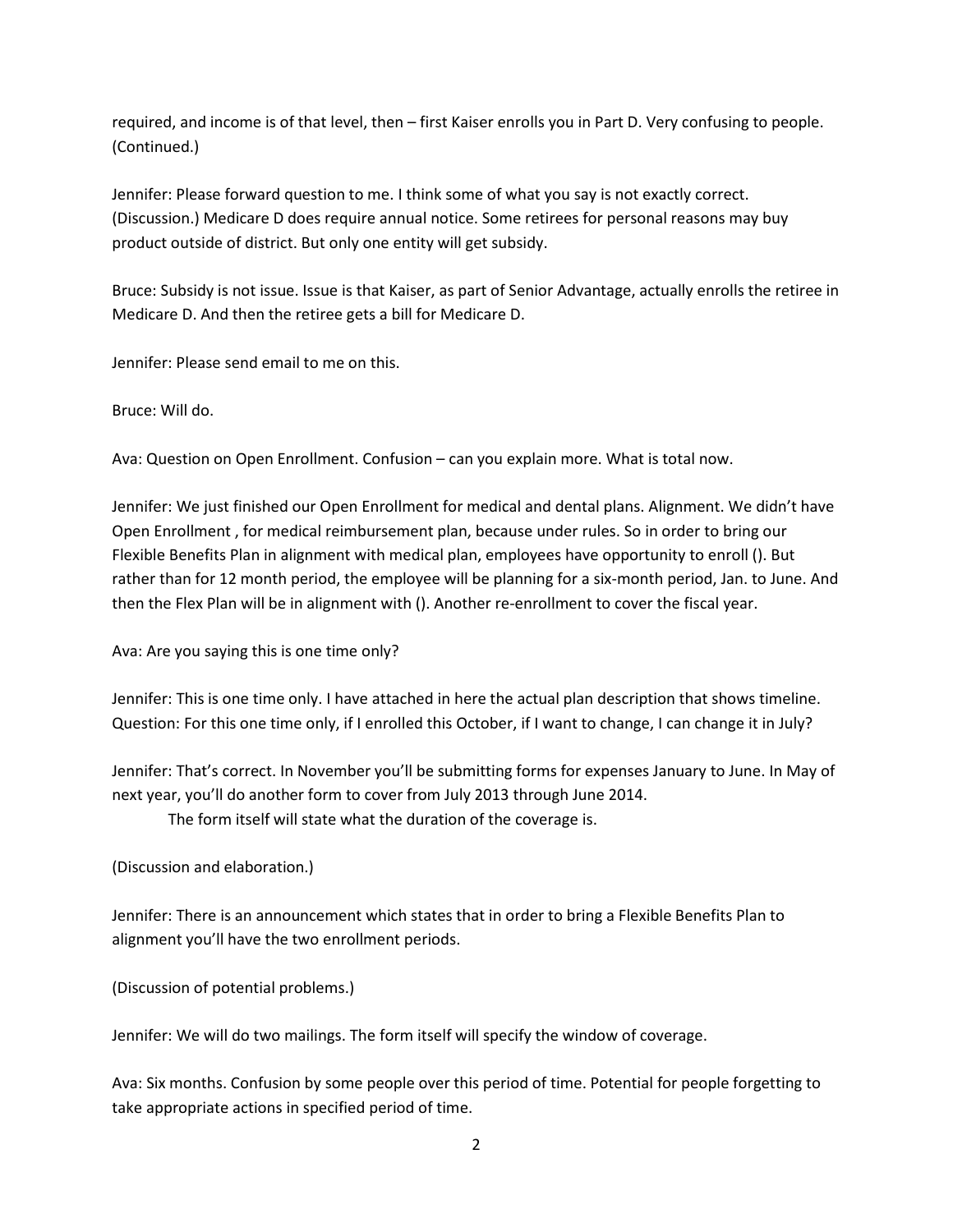required, and income is of that level, then – first Kaiser enrolls you in Part D. Very confusing to people. (Continued.)

Jennifer: Please forward question to me. I think some of what you say is not exactly correct. (Discussion.) Medicare D does require annual notice. Some retirees for personal reasons may buy product outside of district. But only one entity will get subsidy.

Bruce: Subsidy is not issue. Issue is that Kaiser, as part of Senior Advantage, actually enrolls the retiree in Medicare D. And then the retiree gets a bill for Medicare D.

Jennifer: Please send email to me on this.

Bruce: Will do.

Ava: Question on Open Enrollment. Confusion – can you explain more. What is total now.

Jennifer: We just finished our Open Enrollment for medical and dental plans. Alignment. We didn't have Open Enrollment , for medical reimbursement plan, because under rules. So in order to bring our Flexible Benefits Plan in alignment with medical plan, employees have opportunity to enroll (). But rather than for 12 month period, the employee will be planning for a six-month period, Jan. to June. And then the Flex Plan will be in alignment with (). Another re-enrollment to cover the fiscal year.

Ava: Are you saying this is one time only?

Jennifer: This is one time only. I have attached in here the actual plan description that shows timeline. Question: For this one time only, if I enrolled this October, if I want to change, I can change it in July?

Jennifer: That's correct. In November you'll be submitting forms for expenses January to June. In May of next year, you'll do another form to cover from July 2013 through June 2014.

The form itself will state what the duration of the coverage is.

(Discussion and elaboration.)

Jennifer: There is an announcement which states that in order to bring a Flexible Benefits Plan to alignment you'll have the two enrollment periods.

(Discussion of potential problems.)

Jennifer: We will do two mailings. The form itself will specify the window of coverage.

Ava: Six months. Confusion by some people over this period of time. Potential for people forgetting to take appropriate actions in specified period of time.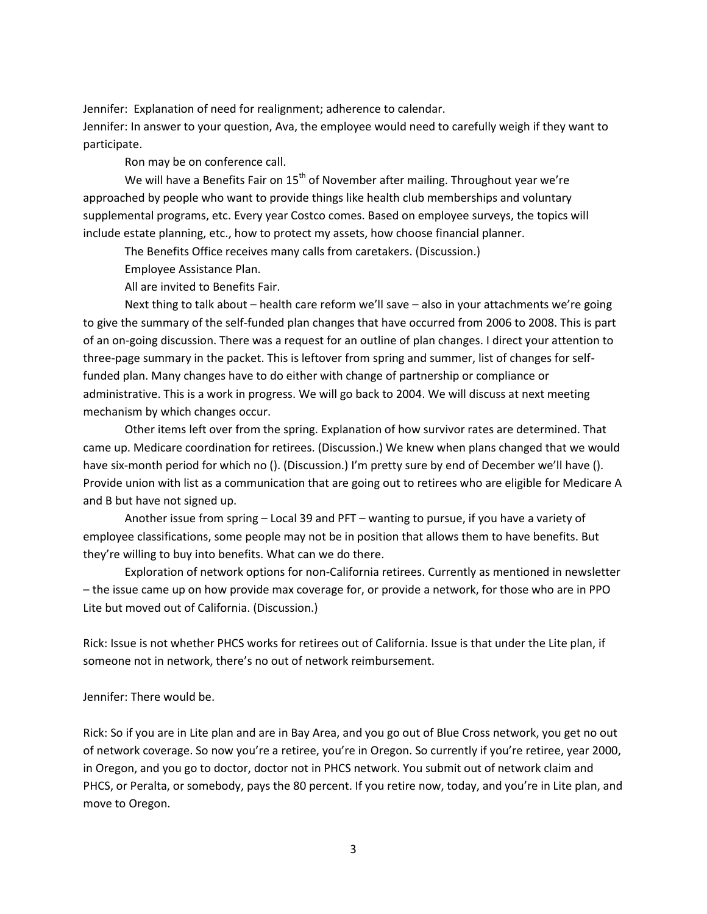Jennifer: Explanation of need for realignment; adherence to calendar.

Jennifer: In answer to your question, Ava, the employee would need to carefully weigh if they want to participate.

Ron may be on conference call.

We will have a Benefits Fair on 15th of November after mailing. Throughout year we're approached by people who want to provide things like health club memberships and voluntary supplemental programs, etc. Every year Costco comes. Based on employee surveys, the topics will include estate planning, etc., how to protect my assets, how choose financial planner.

The Benefits Office receives many calls from caretakers. (Discussion.)

Employee Assistance Plan.

All are invited to Benefits Fair.

Next thing to talk about – health care reform we'll save – also in your attachments we're going to give the summary of the self-funded plan changes that have occurred from 2006 to 2008. This is part of an on-going discussion. There was a request for an outline of plan changes. I direct your attention to three-page summary in the packet. This is leftover from spring and summer, list of changes for self-funded plan. Many changes have to do either with change of partnership or compliance or administrative. This is a work in progress. We will go back to 2004. We will discuss at next meeting mechanism by which changes occur.

Other items left over from the spring. Explanation of how survivor rates are determined. That came up. Medicare coordination for retirees. (Discussion.) We knew when plans changed that we would have six-month period for which no (). (Discussion.) I'm pretty sure by end of December we'll have (). Provide union with list as a communication that are going out to retirees who are eligible for Medicare A and B but have not signed up.

Another issue from spring – Local 39 and PFT – wanting to pursue, if you have a variety of employee classifications, some people may not be in position that allows them to have benefits. But they're willing to buy into benefits. What can we do there.

Exploration of network options for non-California retirees. Currently as mentioned in newsletter – the issue came up on how provide max coverage for, or provide a network, for those who are in PPO Lite but moved out of California. (Discussion.)

Rick: Issue is not whether PHCS works for retirees out of California. Issue is that under the Lite plan, if someone not in network, there's no out of network reimbursement.

Jennifer: There would be.

Rick: So if you are in Lite plan and are in Bay Area, and you go out of Blue Cross network, you get no out of network coverage. So now you're a retiree, you're in Oregon. So currently if you're retiree, year 2000, in Oregon, and you go to doctor, doctor not in PHCS network. You submit out of network claim and PHCS, or Peralta, or somebody, pays the 80 percent. If you retire now, today, and you're in Lite plan, and move to Oregon.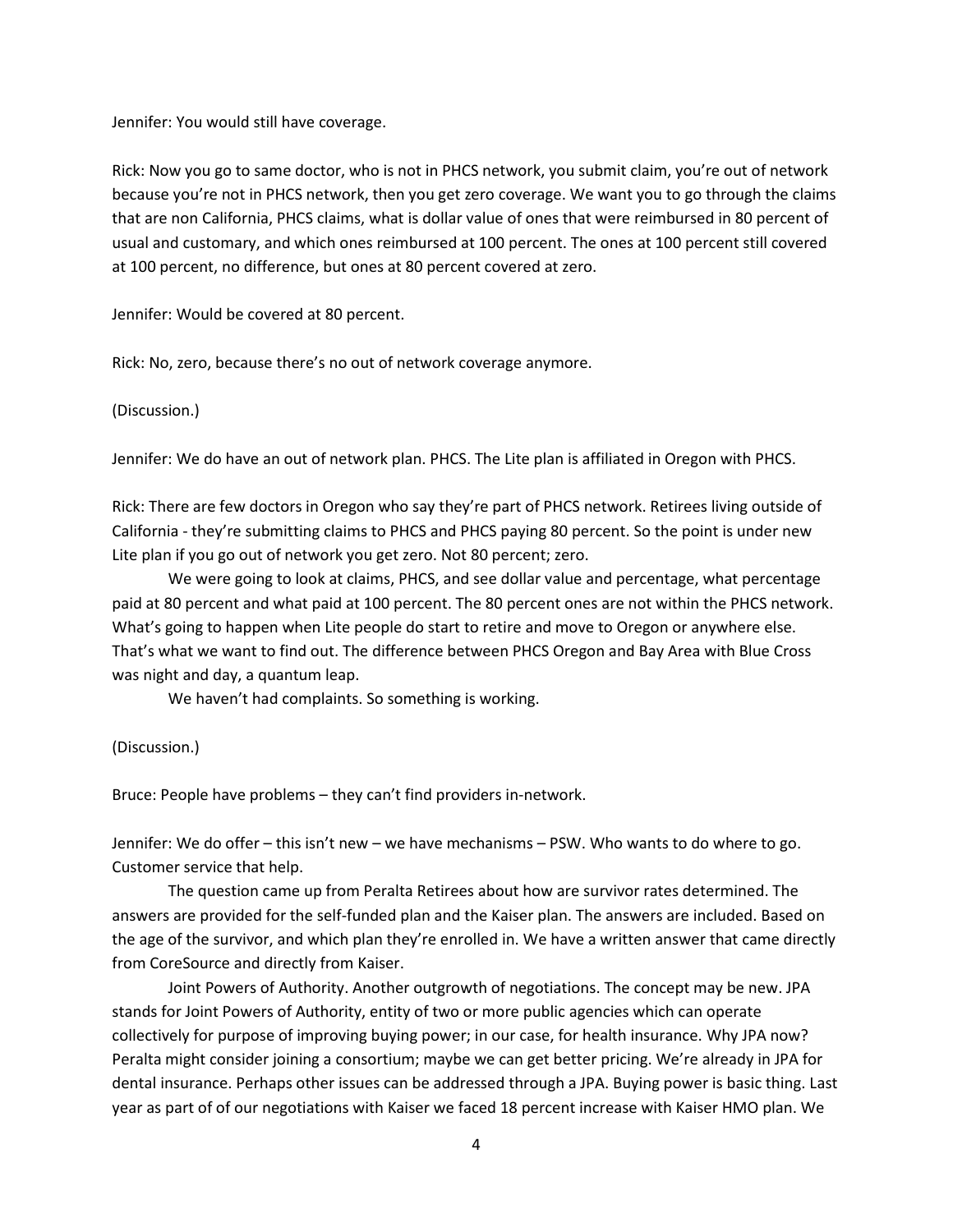Jennifer: You would still have coverage.

Rick: Now you go to same doctor, who is not in PHCS network, you submit claim, you're out of network because you're not in PHCS network, then you get zero coverage. We want you to go through the claims that are non California, PHCS claims, what is dollar value of ones that were reimbursed in 80 percent of usual and customary, and which ones reimbursed at 100 percent. The ones at 100 percent still covered at 100 percent, no difference, but ones at 80 percent covered at zero.

Jennifer: Would be covered at 80 percent.

Rick: No, zero, because there's no out of network coverage anymore.

(Discussion.)

Jennifer: We do have an out of network plan. PHCS. The Lite plan is affiliated in Oregon with PHCS.

Rick: There are few doctors in Oregon who say they're part of PHCS network. Retirees living outside of California - they're submitting claims to PHCS and PHCS paying 80 percent. So the point is under new Lite plan if you go out of network you get zero. Not 80 percent; zero.

We were going to look at claims, PHCS, and see dollar value and percentage, what percentage paid at 80 percent and what paid at 100 percent. The 80 percent ones are not within the PHCS network. What's going to happen when Lite people do start to retire and move to Oregon or anywhere else. That's what we want to find out. The difference between PHCS Oregon and Bay Area with Blue Cross was night and day, a quantum leap.

We haven't had complaints. So something is working.

(Discussion.)

Bruce: People have problems – they can't find providers in-network.

Jennifer: We do offer – this isn't new – we have mechanisms – PSW. Who wants to do where to go. Customer service that help.

The question came up from Peralta Retirees about how are survivor rates determined. The answers are provided for the self-funded plan and the Kaiser plan. The answers are included. Based on the age of the survivor, and which plan they're enrolled in. We have a written answer that came directly from CoreSource and directly from Kaiser.

Joint Powers of Authority. Another outgrowth of negotiations. The concept may be new. JPA stands for Joint Powers of Authority, entity of two or more public agencies which can operate collectively for purpose of improving buying power; in our case, for health insurance. Why JPA now? Peralta might consider joining a consortium; maybe we can get better pricing. We're already in JPA for dental insurance. Perhaps other issues can be addressed through a JPA. Buying power is basic thing. Last year as part of of our negotiations with Kaiser we faced 18 percent increase with Kaiser HMO plan. We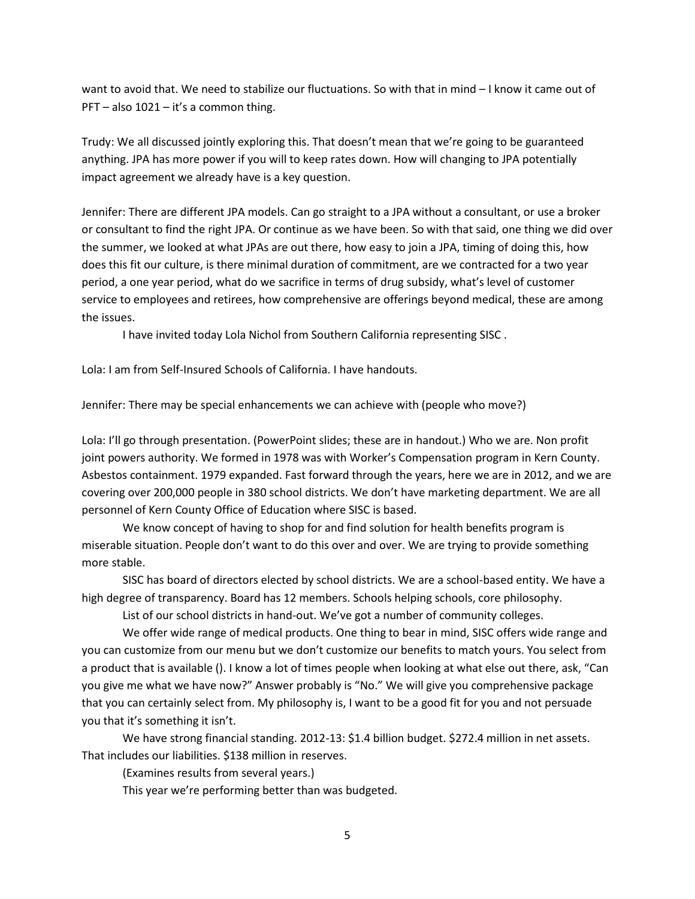want to avoid that. We need to stabilize our fluctuations. So with that in mind – I know it came out of PFT – also 1021 – it's a common thing.

Trudy: We all discussed jointly exploring this. That doesn't mean that we're going to be guaranteed anything. JPA has more power if you will to keep rates down. How will changing to JPA potentially impact agreement we already have is a key question.

Jennifer: There are different JPA models. Can go straight to a JPA without a consultant, or use a broker or consultant to find the right JPA. Or continue as we have been. So with that said, one thing we did over the summer, we looked at what JPAs are out there, how easy to join a JPA, timing of doing this, how does this fit our culture, is there minimal duration of commitment, are we contracted for a two year period, a one year period, what do we sacrifice in terms of drug subsidy, what's level of customer service to employees and retirees, how comprehensive are offerings beyond medical, these are among the issues.

I have invited today Lola Nichol from Southern California representing SISC .

Lola: I am from Self-Insured Schools of California. I have handouts.

Jennifer: There may be special enhancements we can achieve with (people who move?)

Lola: I'll go through presentation. (PowerPoint slides; these are in handout.) Who we are. Non profit joint powers authority. We formed in 1978 was with Worker's Compensation program in Kern County. Asbestos containment. 1979 expanded. Fast forward through the years, here we are in 2012, and we are covering over 200,000 people in 380 school districts. We don't have marketing department. We are all personnel of Kern County Office of Education where SISC is based.

We know concept of having to shop for and find solution for health benefits program is miserable situation. People don't want to do this over and over. We are trying to provide something more stable.

SISC has board of directors elected by school districts. We are a school-based entity. We have a high degree of transparency. Board has 12 members. Schools helping schools, core philosophy.

List of our school districts in hand-out. We've got a number of community colleges.

We offer wide range of medical products. One thing to bear in mind, SISC offers wide range and you can customize from our menu but we don't customize our benefits to match yours. You select from a product that is available (). I know a lot of times people when looking at what else out there, ask, "Can you give me what we have now?" Answer probably is "No." We will give you comprehensive package that you can certainly select from. My philosophy is, I want to be a good fit for you and not persuade you that it's something it isn't.

We have strong financial standing. 2012-13: $1.4 billion budget. $272.4 million in net assets. That includes our liabilities. $138 million in reserves.

(Examines results from several years.)

This year we're performing better than was budgeted.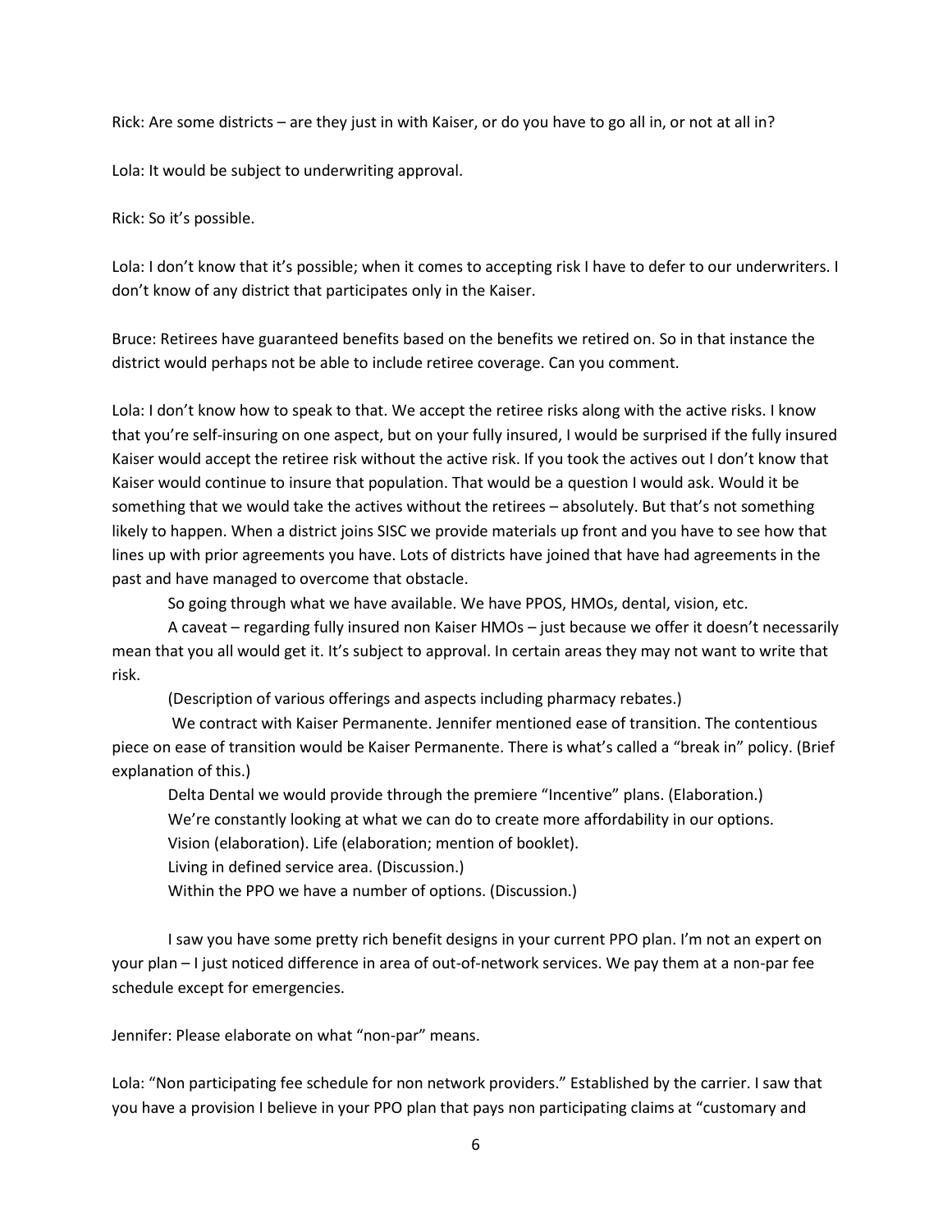Rick: Are some districts – are they just in with Kaiser, or do you have to go all in, or not at all in?

Lola: It would be subject to underwriting approval.

Rick: So it's possible.

Lola: I don't know that it's possible; when it comes to accepting risk I have to defer to our underwriters. I don't know of any district that participates only in the Kaiser.

Bruce: Retirees have guaranteed benefits based on the benefits we retired on. So in that instance the district would perhaps not be able to include retiree coverage. Can you comment.

Lola: I don't know how to speak to that. We accept the retiree risks along with the active risks. I know that you're self-insuring on one aspect, but on your fully insured, I would be surprised if the fully insured Kaiser would accept the retiree risk without the active risk. If you took the actives out I don't know that Kaiser would continue to insure that population. That would be a question I would ask. Would it be something that we would take the actives without the retirees – absolutely. But that's not something likely to happen. When a district joins SISC we provide materials up front and you have to see how that lines up with prior agreements you have. Lots of districts have joined that have had agreements in the past and have managed to overcome that obstacle.

So going through what we have available. We have PPOS, HMOs, dental, vision, etc.

A caveat – regarding fully insured non Kaiser HMOs – just because we offer it doesn't necessarily mean that you all would get it. It's subject to approval. In certain areas they may not want to write that risk.

(Description of various offerings and aspects including pharmacy rebates.)

We contract with Kaiser Permanente. Jennifer mentioned ease of transition. The contentious piece on ease of transition would be Kaiser Permanente. There is what's called a "break in" policy. (Brief explanation of this.)

Delta Dental we would provide through the premiere "Incentive" plans. (Elaboration.)

We're constantly looking at what we can do to create more affordability in our options.

Vision (elaboration). Life (elaboration; mention of booklet).

Living in defined service area. (Discussion.)

Within the PPO we have a number of options. (Discussion.)

I saw you have some pretty rich benefit designs in your current PPO plan. I'm not an expert on your plan – I just noticed difference in area of out-of-network services. We pay them at a non-par fee schedule except for emergencies.

Jennifer: Please elaborate on what "non-par" means.

Lola: "Non participating fee schedule for non network providers." Established by the carrier. I saw that you have a provision I believe in your PPO plan that pays non participating claims at "customary and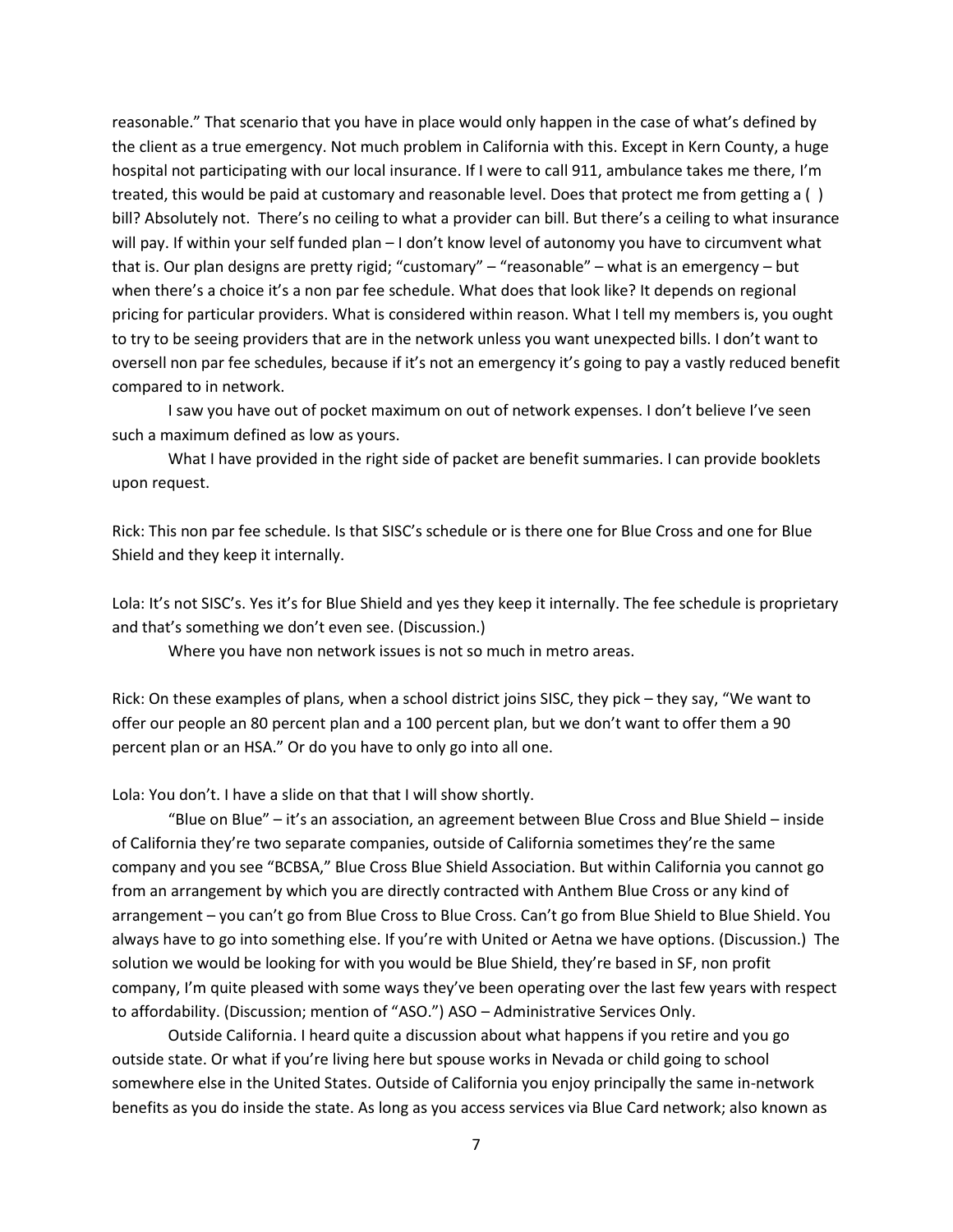reasonable." That scenario that you have in place would only happen in the case of what's defined by the client as a true emergency. Not much problem in California with this. Except in Kern County, a huge hospital not participating with our local insurance. If I were to call 911, ambulance takes me there, I'm treated, this would be paid at customary and reasonable level. Does that protect me from getting a ( ) bill? Absolutely not. There's no ceiling to what a provider can bill. But there's a ceiling to what insurance will pay. If within your self funded plan – I don't know level of autonomy you have to circumvent what that is. Our plan designs are pretty rigid; "customary" – "reasonable" – what is an emergency – but when there's a choice it's a non par fee schedule. What does that look like? It depends on regional pricing for particular providers. What is considered within reason. What I tell my members is, you ought to try to be seeing providers that are in the network unless you want unexpected bills. I don't want to oversell non par fee schedules, because if it's not an emergency it's going to pay a vastly reduced benefit compared to in network.

I saw you have out of pocket maximum on out of network expenses. I don't believe I've seen such a maximum defined as low as yours.

What I have provided in the right side of packet are benefit summaries. I can provide booklets upon request.

Rick: This non par fee schedule. Is that SISC's schedule or is there one for Blue Cross and one for Blue Shield and they keep it internally.

Lola: It's not SISC's. Yes it's for Blue Shield and yes they keep it internally. The fee schedule is proprietary and that's something we don't even see. (Discussion.)

Where you have non network issues is not so much in metro areas.

Rick: On these examples of plans, when a school district joins SISC, they pick – they say, "We want to offer our people an 80 percent plan and a 100 percent plan, but we don't want to offer them a 90 percent plan or an HSA." Or do you have to only go into all one.

Lola: You don't. I have a slide on that that I will show shortly.

"Blue on Blue" – it's an association, an agreement between Blue Cross and Blue Shield – inside of California they're two separate companies, outside of California sometimes they're the same company and you see "BCBSA," Blue Cross Blue Shield Association. But within California you cannot go from an arrangement by which you are directly contracted with Anthem Blue Cross or any kind of arrangement – you can't go from Blue Cross to Blue Cross. Can't go from Blue Shield to Blue Shield. You always have to go into something else. If you're with United or Aetna we have options. (Discussion.) The solution we would be looking for with you would be Blue Shield, they're based in SF, non profit company, I'm quite pleased with some ways they've been operating over the last few years with respect to affordability. (Discussion; mention of "ASO.") ASO – Administrative Services Only.

Outside California. I heard quite a discussion about what happens if you retire and you go outside state. Or what if you're living here but spouse works in Nevada or child going to school somewhere else in the United States. Outside of California you enjoy principally the same in-network benefits as you do inside the state. As long as you access services via Blue Card network; also known as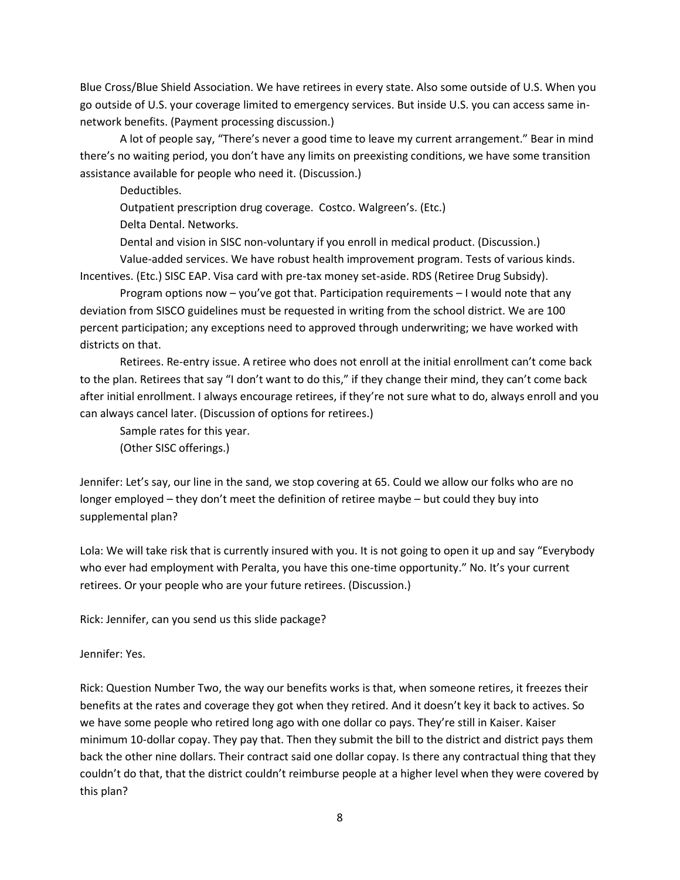Blue Cross/Blue Shield Association. We have retirees in every state. Also some outside of U.S. When you go outside of U.S. your coverage limited to emergency services. But inside U.S. you can access same in-network benefits. (Payment processing discussion.)

A lot of people say, "There's never a good time to leave my current arrangement." Bear in mind there's no waiting period, you don't have any limits on preexisting conditions, we have some transition assistance available for people who need it. (Discussion.)

Deductibles.

Outpatient prescription drug coverage. Costco. Walgreen's. (Etc.)

Delta Dental. Networks.

Dental and vision in SISC non-voluntary if you enroll in medical product. (Discussion.)

Value-added services. We have robust health improvement program. Tests of various kinds. Incentives. (Etc.) SISC EAP. Visa card with pre-tax money set-aside. RDS (Retiree Drug Subsidy).

Program options now – you've got that. Participation requirements – I would note that any deviation from SISCO guidelines must be requested in writing from the school district. We are 100 percent participation; any exceptions need to approved through underwriting; we have worked with districts on that.

Retirees. Re-entry issue. A retiree who does not enroll at the initial enrollment can't come back to the plan. Retirees that say "I don't want to do this," if they change their mind, they can't come back after initial enrollment. I always encourage retirees, if they're not sure what to do, always enroll and you can always cancel later. (Discussion of options for retirees.)

Sample rates for this year.

(Other SISC offerings.)

Jennifer: Let's say, our line in the sand, we stop covering at 65. Could we allow our folks who are no longer employed – they don't meet the definition of retiree maybe – but could they buy into supplemental plan?

Lola: We will take risk that is currently insured with you. It is not going to open it up and say "Everybody who ever had employment with Peralta, you have this one-time opportunity." No. It's your current retirees. Or your people who are your future retirees. (Discussion.)

Rick: Jennifer, can you send us this slide package?

Jennifer: Yes.

Rick: Question Number Two, the way our benefits works is that, when someone retires, it freezes their benefits at the rates and coverage they got when they retired. And it doesn't key it back to actives. So we have some people who retired long ago with one dollar co pays. They're still in Kaiser. Kaiser minimum 10-dollar copay. They pay that. Then they submit the bill to the district and district pays them back the other nine dollars. Their contract said one dollar copay. Is there any contractual thing that they couldn't do that, that the district couldn't reimburse people at a higher level when they were covered by this plan?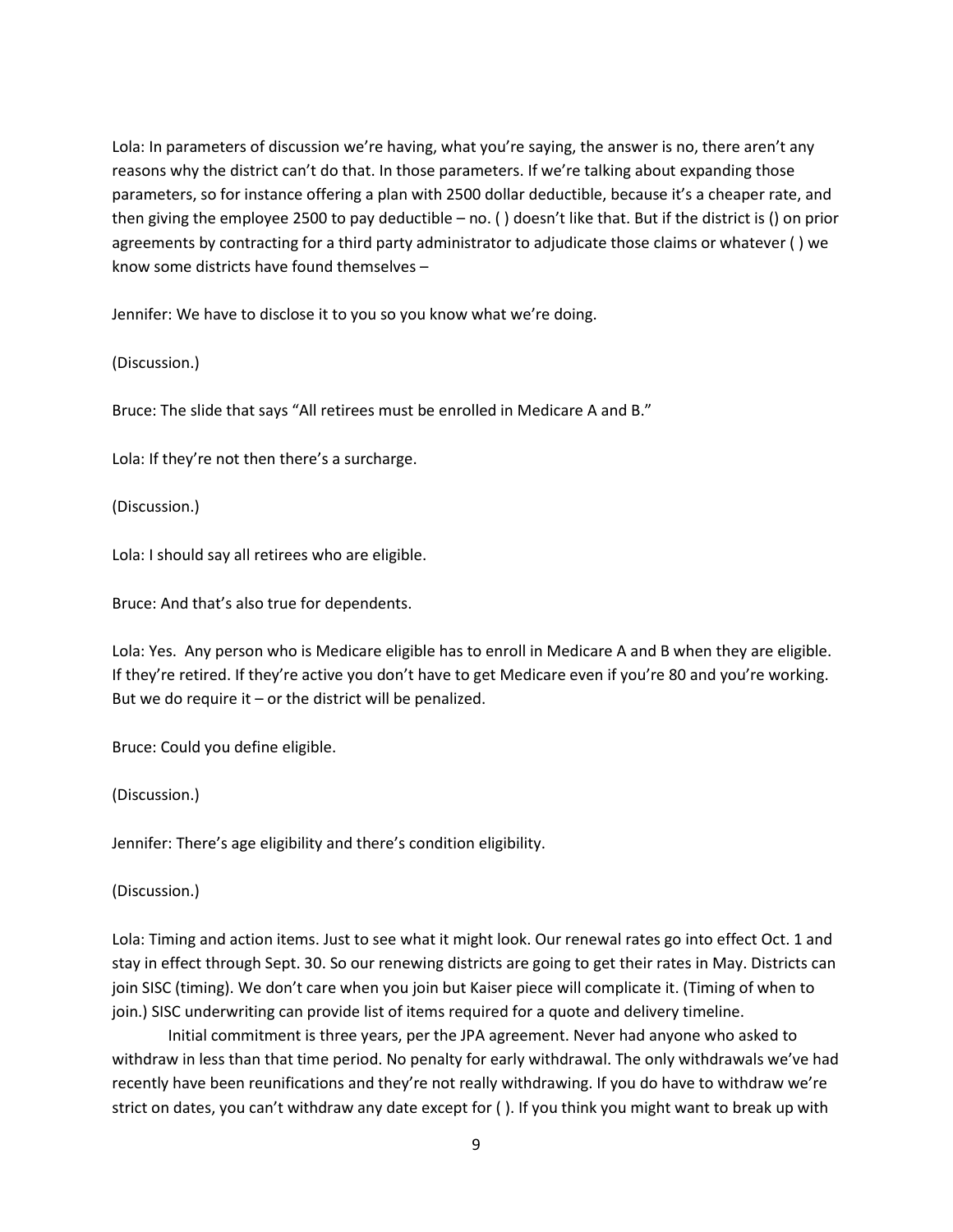Lola: In parameters of discussion we're having, what you're saying, the answer is no, there aren't any reasons why the district can't do that. In those parameters. If we're talking about expanding those parameters, so for instance offering a plan with 2500 dollar deductible, because it's a cheaper rate, and then giving the employee 2500 to pay deductible – no. ( ) doesn't like that. But if the district is () on prior agreements by contracting for a third party administrator to adjudicate those claims or whatever ( ) we know some districts have found themselves –

Jennifer: We have to disclose it to you so you know what we're doing.

(Discussion.)

Bruce: The slide that says "All retirees must be enrolled in Medicare A and B."

Lola: If they're not then there's a surcharge.

(Discussion.)

Lola: I should say all retirees who are eligible.

Bruce: And that's also true for dependents.

Lola: Yes. Any person who is Medicare eligible has to enroll in Medicare A and B when they are eligible. If they're retired. If they're active you don't have to get Medicare even if you're 80 and you're working. But we do require it – or the district will be penalized.

Bruce: Could you define eligible.

(Discussion.)

Jennifer: There's age eligibility and there's condition eligibility.

(Discussion.)

Lola: Timing and action items. Just to see what it might look. Our renewal rates go into effect Oct. 1 and stay in effect through Sept. 30. So our renewing districts are going to get their rates in May. Districts can join SISC (timing). We don't care when you join but Kaiser piece will complicate it. (Timing of when to join.) SISC underwriting can provide list of items required for a quote and delivery timeline.

Initial commitment is three years, per the JPA agreement. Never had anyone who asked to withdraw in less than that time period. No penalty for early withdrawal. The only withdrawals we've had recently have been reunifications and they're not really withdrawing. If you do have to withdraw we're strict on dates, you can't withdraw any date except for ( ). If you think you might want to break up with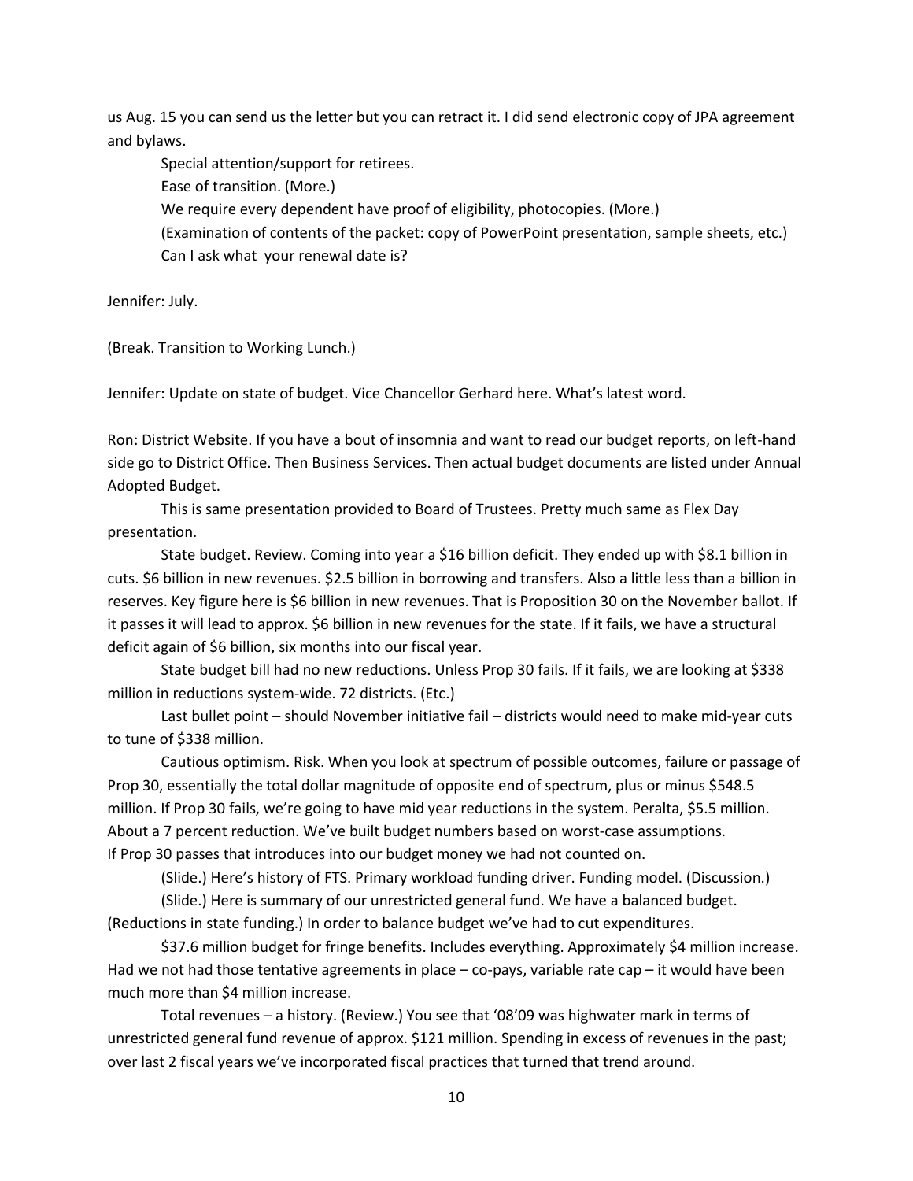us Aug. 15 you can send us the letter but you can retract it. I did send electronic copy of JPA agreement and bylaws.

Special attention/support for retirees.

Ease of transition. (More.)

We require every dependent have proof of eligibility, photocopies. (More.)

(Examination of contents of the packet: copy of PowerPoint presentation, sample sheets, etc.)

Can I ask what your renewal date is?

Jennifer: July.

(Break. Transition to Working Lunch.)

Jennifer: Update on state of budget. Vice Chancellor Gerhard here. What's latest word.

Ron: District Website. If you have a bout of insomnia and want to read our budget reports, on left-hand side go to District Office. Then Business Services. Then actual budget documents are listed under Annual Adopted Budget.

This is same presentation provided to Board of Trustees. Pretty much same as Flex Day presentation.

State budget. Review. Coming into year a $16 billion deficit. They ended up with $8.1 billion in cuts. $6 billion in new revenues. $2.5 billion in borrowing and transfers. Also a little less than a billion in reserves. Key figure here is $6 billion in new revenues. That is Proposition 30 on the November ballot. If it passes it will lead to approx. $6 billion in new revenues for the state. If it fails, we have a structural deficit again of $6 billion, six months into our fiscal year.

State budget bill had no new reductions. Unless Prop 30 fails. If it fails, we are looking at $338 million in reductions system-wide. 72 districts. (Etc.)

Last bullet point – should November initiative fail – districts would need to make mid-year cuts to tune of $338 million.

Cautious optimism. Risk. When you look at spectrum of possible outcomes, failure or passage of Prop 30, essentially the total dollar magnitude of opposite end of spectrum, plus or minus $548.5 million. If Prop 30 fails, we're going to have mid year reductions in the system. Peralta, $5.5 million. About a 7 percent reduction. We've built budget numbers based on worst-case assumptions. If Prop 30 passes that introduces into our budget money we had not counted on.

(Slide.) Here's history of FTS. Primary workload funding driver. Funding model. (Discussion.)

(Slide.) Here is summary of our unrestricted general fund. We have a balanced budget. (Reductions in state funding.) In order to balance budget we've had to cut expenditures.

$37.6 million budget for fringe benefits. Includes everything. Approximately $4 million increase. Had we not had those tentative agreements in place – co-pays, variable rate cap – it would have been much more than $4 million increase.

Total revenues – a history. (Review.) You see that '08'09 was highwater mark in terms of unrestricted general fund revenue of approx. $121 million. Spending in excess of revenues in the past; over last 2 fiscal years we've incorporated fiscal practices that turned that trend around.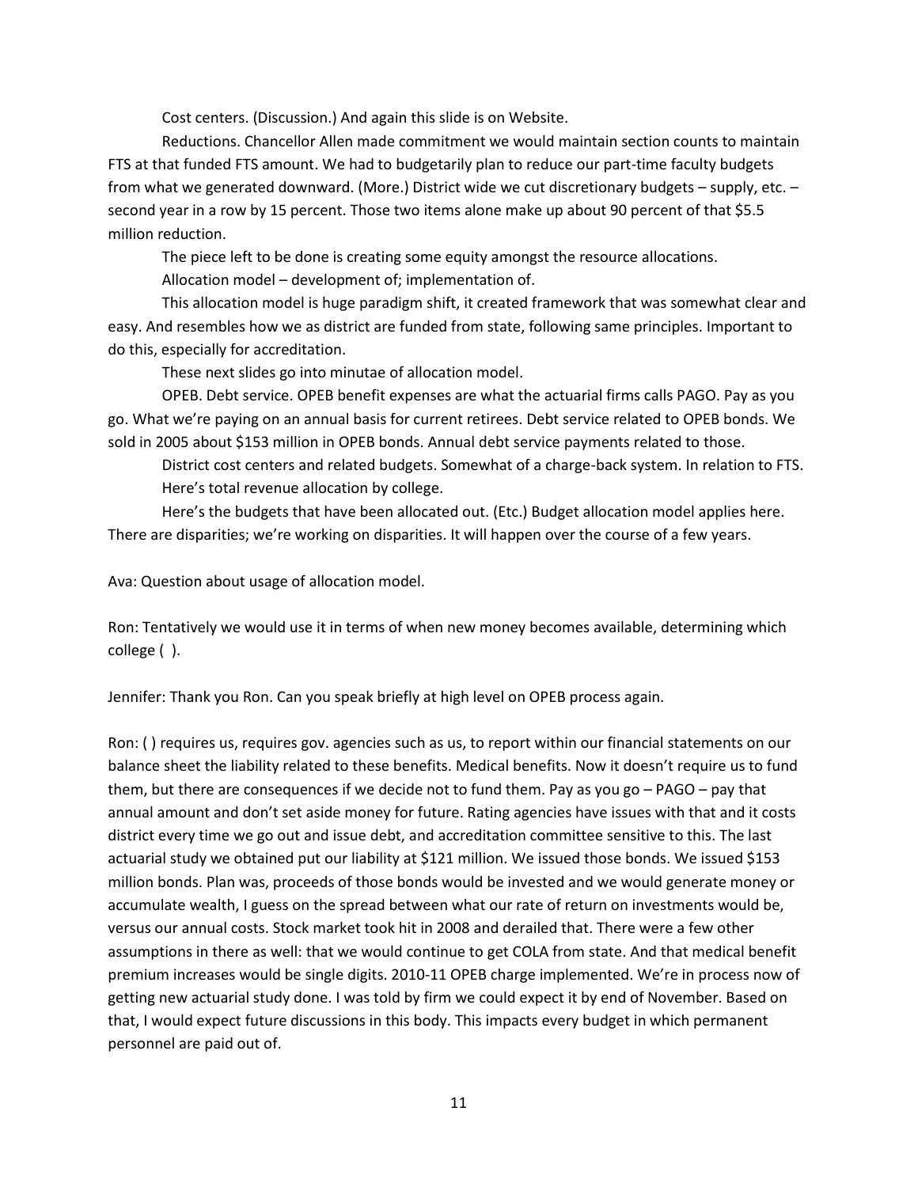Cost centers. (Discussion.) And again this slide is on Website.

Reductions. Chancellor Allen made commitment we would maintain section counts to maintain FTS at that funded FTS amount. We had to budgetarily plan to reduce our part-time faculty budgets from what we generated downward. (More.) District wide we cut discretionary budgets – supply, etc. – second year in a row by 15 percent. Those two items alone make up about 90 percent of that $5.5 million reduction.

The piece left to be done is creating some equity amongst the resource allocations.

Allocation model – development of; implementation of.

This allocation model is huge paradigm shift, it created framework that was somewhat clear and easy. And resembles how we as district are funded from state, following same principles. Important to do this, especially for accreditation.

These next slides go into minutae of allocation model.

OPEB. Debt service. OPEB benefit expenses are what the actuarial firms calls PAGO. Pay as you go. What we're paying on an annual basis for current retirees. Debt service related to OPEB bonds. We sold in 2005 about $153 million in OPEB bonds. Annual debt service payments related to those.

District cost centers and related budgets. Somewhat of a charge-back system. In relation to FTS.

Here's total revenue allocation by college.

Here's the budgets that have been allocated out. (Etc.) Budget allocation model applies here. There are disparities; we're working on disparities. It will happen over the course of a few years.

Ava: Question about usage of allocation model.

Ron: Tentatively we would use it in terms of when new money becomes available, determining which college ( ).

Jennifer: Thank you Ron. Can you speak briefly at high level on OPEB process again.

Ron: ( ) requires us, requires gov. agencies such as us, to report within our financial statements on our balance sheet the liability related to these benefits. Medical benefits. Now it doesn't require us to fund them, but there are consequences if we decide not to fund them. Pay as you go – PAGO – pay that annual amount and don't set aside money for future. Rating agencies have issues with that and it costs district every time we go out and issue debt, and accreditation committee sensitive to this. The last actuarial study we obtained put our liability at $121 million. We issued those bonds. We issued $153 million bonds. Plan was, proceeds of those bonds would be invested and we would generate money or accumulate wealth, I guess on the spread between what our rate of return on investments would be, versus our annual costs. Stock market took hit in 2008 and derailed that. There were a few other assumptions in there as well: that we would continue to get COLA from state. And that medical benefit premium increases would be single digits. 2010-11 OPEB charge implemented. We're in process now of getting new actuarial study done. I was told by firm we could expect it by end of November. Based on that, I would expect future discussions in this body. This impacts every budget in which permanent personnel are paid out of.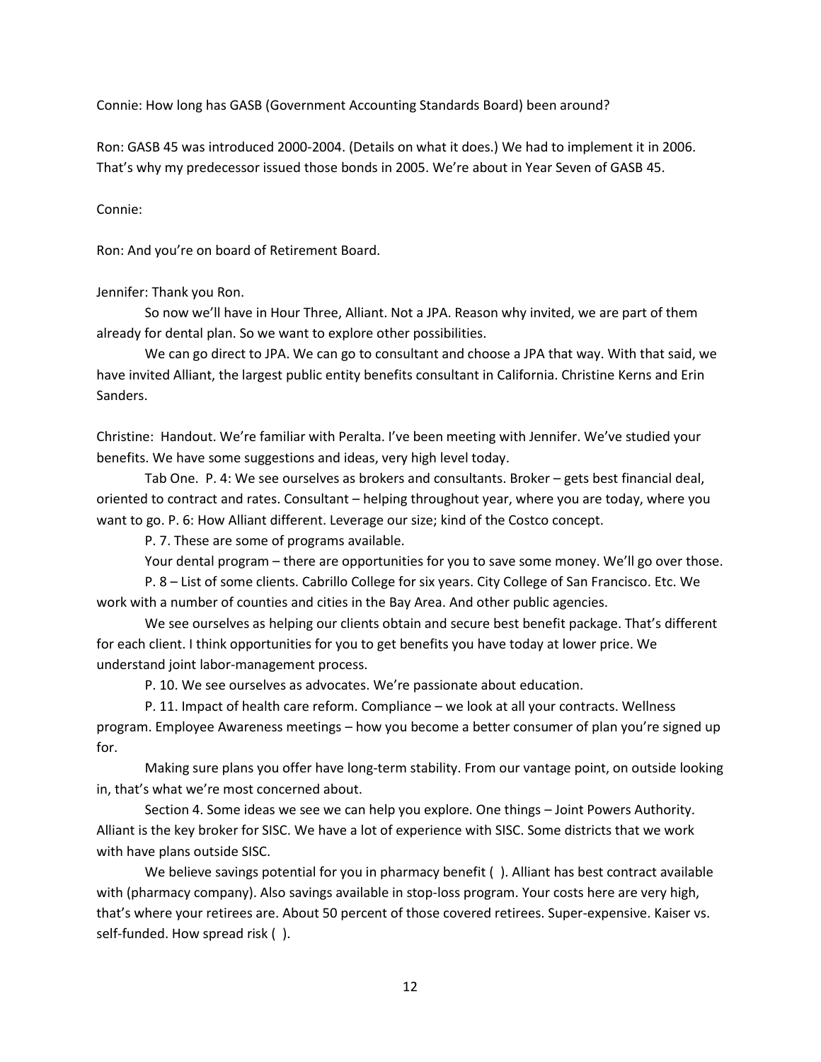Connie: How long has GASB (Government Accounting Standards Board) been around?

Ron: GASB 45 was introduced 2000-2004. (Details on what it does.) We had to implement it in 2006. That's why my predecessor issued those bonds in 2005. We're about in Year Seven of GASB 45.

Connie:

Ron: And you're on board of Retirement Board.

Jennifer: Thank you Ron.

So now we'll have in Hour Three, Alliant. Not a JPA. Reason why invited, we are part of them already for dental plan. So we want to explore other possibilities.

We can go direct to JPA. We can go to consultant and choose a JPA that way. With that said, we have invited Alliant, the largest public entity benefits consultant in California. Christine Kerns and Erin Sanders.

Christine: Handout. We're familiar with Peralta. I've been meeting with Jennifer. We've studied your benefits. We have some suggestions and ideas, very high level today.

Tab One. P. 4: We see ourselves as brokers and consultants. Broker – gets best financial deal, oriented to contract and rates. Consultant – helping throughout year, where you are today, where you want to go. P. 6: How Alliant different. Leverage our size; kind of the Costco concept.

P. 7. These are some of programs available.

Your dental program – there are opportunities for you to save some money. We'll go over those.

P. 8 – List of some clients. Cabrillo College for six years. City College of San Francisco. Etc. We work with a number of counties and cities in the Bay Area. And other public agencies.

We see ourselves as helping our clients obtain and secure best benefit package. That's different for each client. I think opportunities for you to get benefits you have today at lower price. We understand joint labor-management process.

P. 10. We see ourselves as advocates. We're passionate about education.

P. 11. Impact of health care reform. Compliance – we look at all your contracts. Wellness program. Employee Awareness meetings – how you become a better consumer of plan you're signed up for.

Making sure plans you offer have long-term stability. From our vantage point, on outside looking in, that's what we're most concerned about.

Section 4. Some ideas we see we can help you explore. One things – Joint Powers Authority. Alliant is the key broker for SISC. We have a lot of experience with SISC. Some districts that we work with have plans outside SISC.

We believe savings potential for you in pharmacy benefit ( ). Alliant has best contract available with (pharmacy company). Also savings available in stop-loss program. Your costs here are very high, that's where your retirees are. About 50 percent of those covered retirees. Super-expensive. Kaiser vs. self-funded. How spread risk ( ).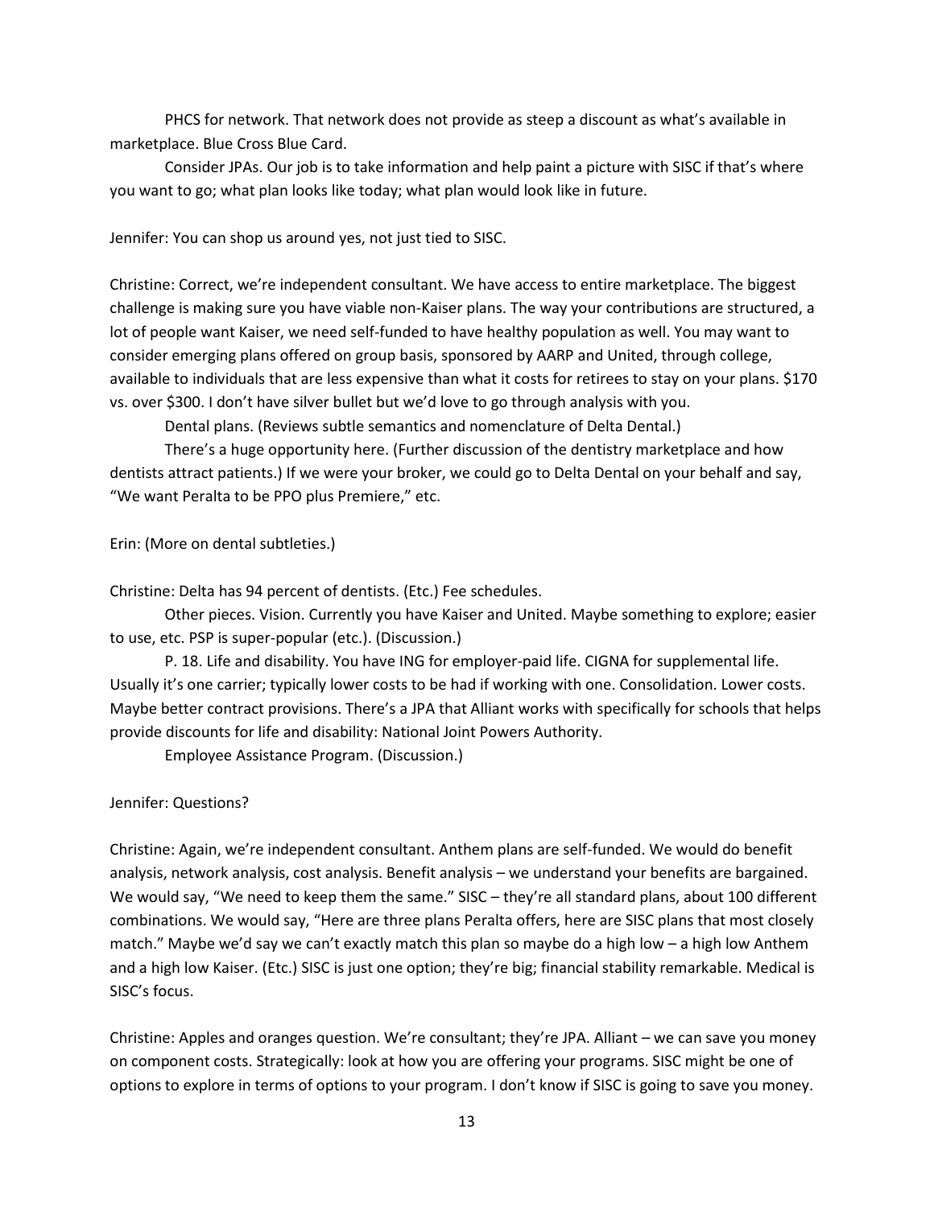PHCS for network. That network does not provide as steep a discount as what's available in marketplace. Blue Cross Blue Card.

Consider JPAs. Our job is to take information and help paint a picture with SISC if that's where you want to go; what plan looks like today; what plan would look like in future.

Jennifer: You can shop us around yes, not just tied to SISC.

Christine: Correct, we're independent consultant. We have access to entire marketplace. The biggest challenge is making sure you have viable non-Kaiser plans. The way your contributions are structured, a lot of people want Kaiser, we need self-funded to have healthy population as well. You may want to consider emerging plans offered on group basis, sponsored by AARP and United, through college, available to individuals that are less expensive than what it costs for retirees to stay on your plans. $170 vs. over $300. I don't have silver bullet but we'd love to go through analysis with you.

Dental plans. (Reviews subtle semantics and nomenclature of Delta Dental.)

There's a huge opportunity here. (Further discussion of the dentistry marketplace and how dentists attract patients.) If we were your broker, we could go to Delta Dental on your behalf and say, "We want Peralta to be PPO plus Premiere," etc.

Erin: (More on dental subtleties.)

Christine: Delta has 94 percent of dentists. (Etc.) Fee schedules.

Other pieces. Vision. Currently you have Kaiser and United. Maybe something to explore; easier to use, etc. PSP is super-popular (etc.). (Discussion.)

P. 18. Life and disability. You have ING for employer-paid life. CIGNA for supplemental life. Usually it's one carrier; typically lower costs to be had if working with one. Consolidation. Lower costs. Maybe better contract provisions. There's a JPA that Alliant works with specifically for schools that helps provide discounts for life and disability: National Joint Powers Authority.

Employee Assistance Program. (Discussion.)

Jennifer: Questions?

Christine: Again, we're independent consultant. Anthem plans are self-funded. We would do benefit analysis, network analysis, cost analysis. Benefit analysis – we understand your benefits are bargained. We would say, "We need to keep them the same." SISC – they're all standard plans, about 100 different combinations. We would say, "Here are three plans Peralta offers, here are SISC plans that most closely match." Maybe we'd say we can't exactly match this plan so maybe do a high low – a high low Anthem and a high low Kaiser. (Etc.) SISC is just one option; they're big; financial stability remarkable. Medical is SISC's focus.

Christine: Apples and oranges question. We're consultant; they're JPA. Alliant – we can save you money on component costs. Strategically: look at how you are offering your programs. SISC might be one of options to explore in terms of options to your program. I don't know if SISC is going to save you money.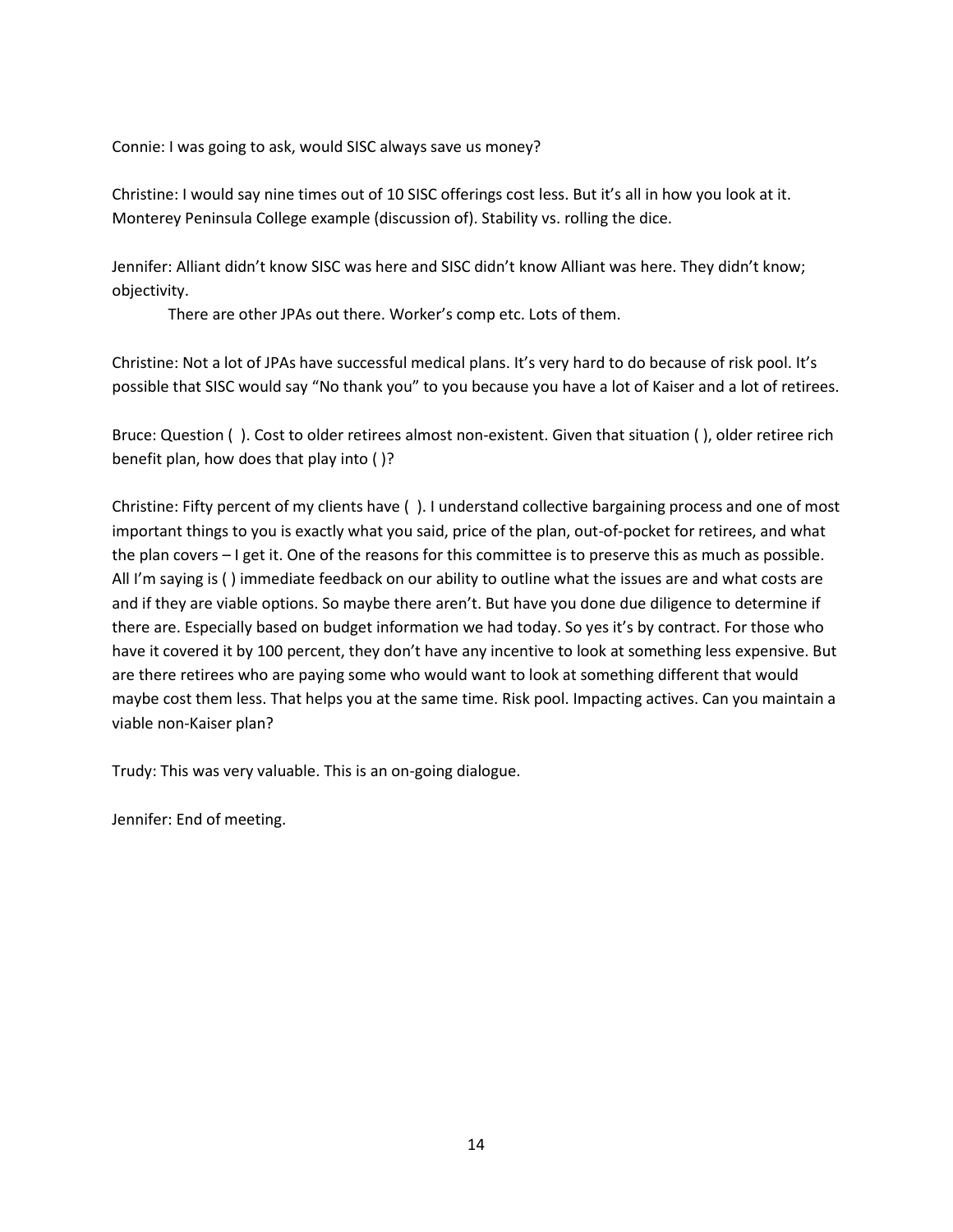Connie: I was going to ask, would SISC always save us money?

Christine: I would say nine times out of 10 SISC offerings cost less. But it's all in how you look at it. Monterey Peninsula College example (discussion of). Stability vs. rolling the dice.

Jennifer: Alliant didn't know SISC was here and SISC didn't know Alliant was here. They didn't know; objectivity.

There are other JPAs out there. Worker's comp etc. Lots of them.

Christine: Not a lot of JPAs have successful medical plans. It's very hard to do because of risk pool. It's possible that SISC would say "No thank you" to you because you have a lot of Kaiser and a lot of retirees.

Bruce: Question ( ). Cost to older retirees almost non-existent. Given that situation ( ), older retiree rich benefit plan, how does that play into ( )?

Christine: Fifty percent of my clients have ( ). I understand collective bargaining process and one of most important things to you is exactly what you said, price of the plan, out-of-pocket for retirees, and what the plan covers – I get it. One of the reasons for this committee is to preserve this as much as possible. All I'm saying is ( ) immediate feedback on our ability to outline what the issues are and what costs are and if they are viable options. So maybe there aren't. But have you done due diligence to determine if there are. Especially based on budget information we had today. So yes it's by contract. For those who have it covered it by 100 percent, they don't have any incentive to look at something less expensive. But are there retirees who are paying some who would want to look at something different that would maybe cost them less. That helps you at the same time. Risk pool. Impacting actives. Can you maintain a viable non-Kaiser plan?

Trudy: This was very valuable. This is an on-going dialogue.

Jennifer: End of meeting.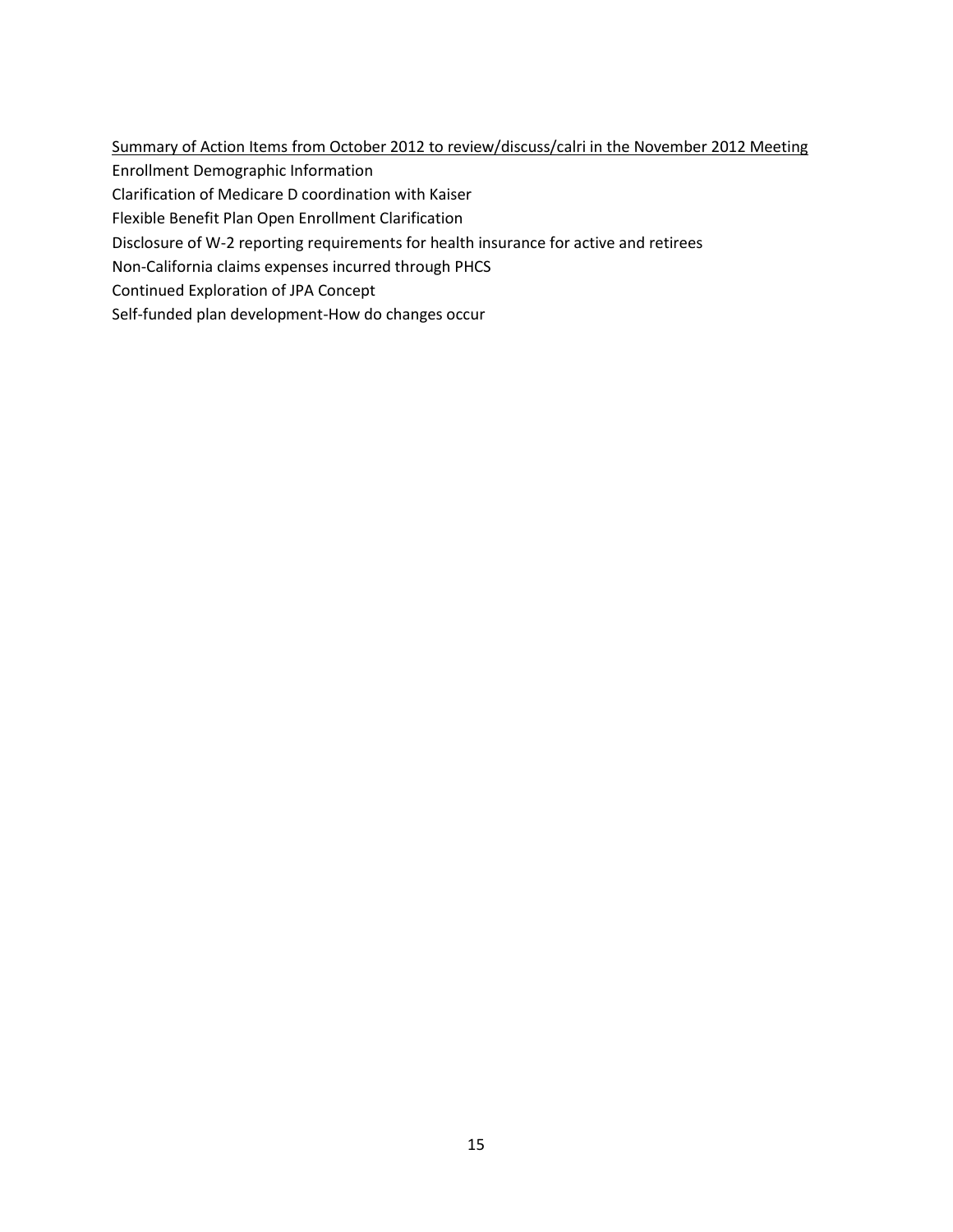<u>Summary of Action Items from October 2012 to review/discuss/calri in the November 2012 Meeting</u>

Enrollment Demographic Information

Clarification of Medicare D coordination with Kaiser

Flexible Benefit Plan Open Enrollment Clarification

Disclosure of W-2 reporting requirements for health insurance for active and retirees

Non-California claims expenses incurred through PHCS

Continued Exploration of JPA Concept

Self-funded plan development-How do changes occur